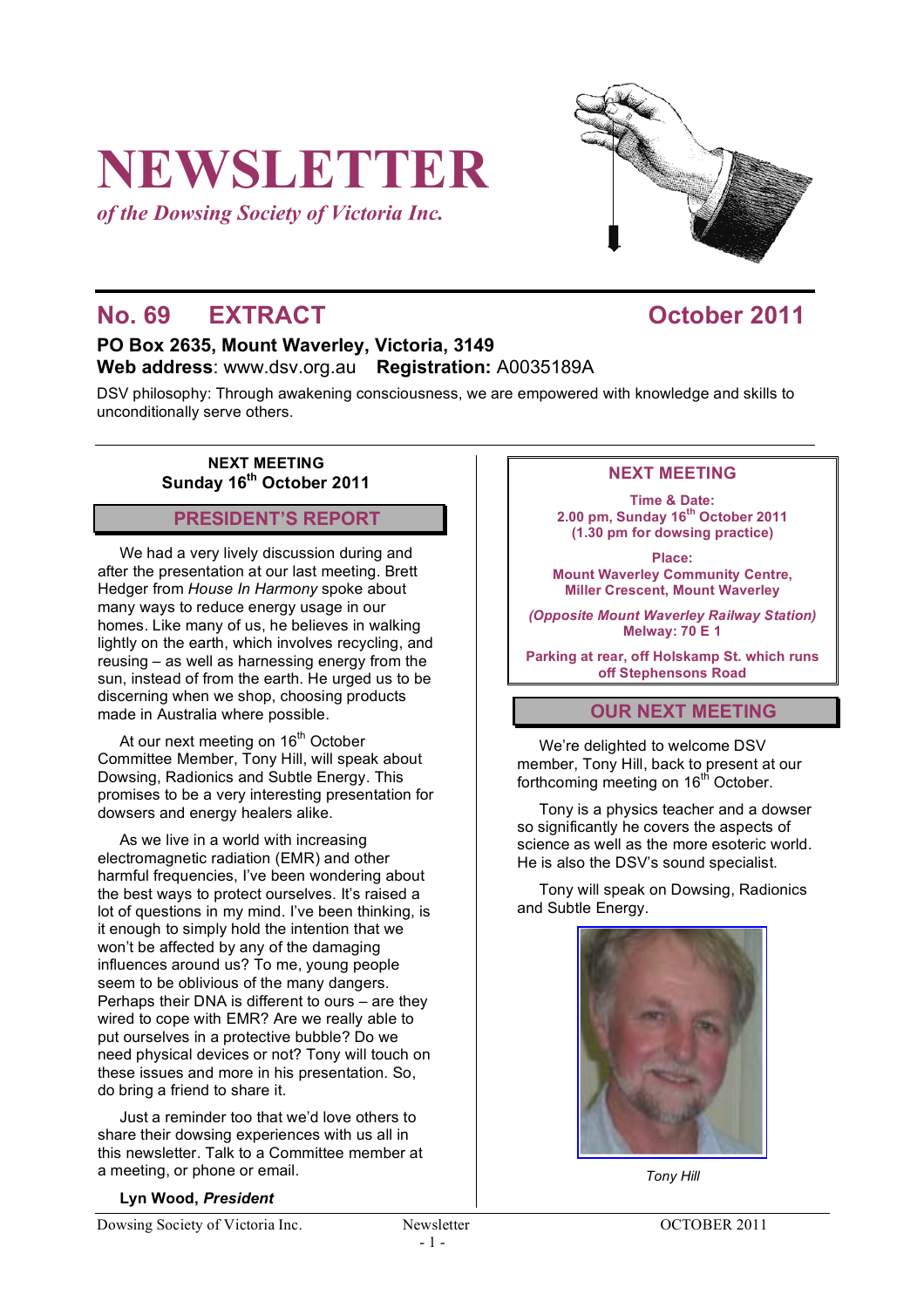# NEWSLETTER

*of the Dowsing Society of Victoria Inc.*

## No. 69 EXTRACT October 2011

**PO Box 2635, Mount Waverley, Victoria, 3149**
**Web address**: www.dsv.org.au **Registration:** A0035189A

DSV philosophy: Through awakening consciousness, we are empowered with knowledge and skills to unconditionally serve others.

**NEXT MEETING**
**Sunday 16th October 2011**

## PRESIDENT'S REPORT

We had a very lively discussion during and after the presentation at our last meeting. Brett Hedger from *House In Harmony* spoke about many ways to reduce energy usage in our homes. Like many of us, he believes in walking lightly on the earth, which involves recycling, and reusing – as well as harnessing energy from the sun, instead of from the earth. He urged us to be discerning when we shop, choosing products made in Australia where possible.

At our next meeting on 16th October Committee Member, Tony Hill, will speak about Dowsing, Radionics and Subtle Energy. This promises to be a very interesting presentation for dowsers and energy healers alike.

As we live in a world with increasing electromagnetic radiation (EMR) and other harmful frequencies, I've been wondering about the best ways to protect ourselves. It's raised a lot of questions in my mind. I've been thinking, is it enough to simply hold the intention that we won't be affected by any of the damaging influences around us? To me, young people seem to be oblivious of the many dangers. Perhaps their DNA is different to ours – are they wired to cope with EMR? Are we really able to put ourselves in a protective bubble? Do we need physical devices or not? Tony will touch on these issues and more in his presentation. So, do bring a friend to share it.

Just a reminder too that we'd love others to share their dowsing experiences with us all in this newsletter. Talk to a Committee member at a meeting, or phone or email.

**Lyn Wood, *President***

## NEXT MEETING

**Time & Date:**
**2.00 pm, Sunday 16th October 2011**
**(1.30 pm for dowsing practice)**

**Place:**
**Mount Waverley Community Centre, Miller Crescent, Mount Waverley**

***(Opposite Mount Waverley Railway Station)***
**Melway: 70 E 1**

**Parking at rear, off Holskamp St. which runs off Stephensons Road**

## OUR NEXT MEETING

We're delighted to welcome DSV member, Tony Hill, back to present at our forthcoming meeting on 16th October.

Tony is a physics teacher and a dowser so significantly he covers the aspects of science as well as the more esoteric world. He is also the DSV's sound specialist.

Tony will speak on Dowsing, Radionics and Subtle Energy.

*Tony Hill*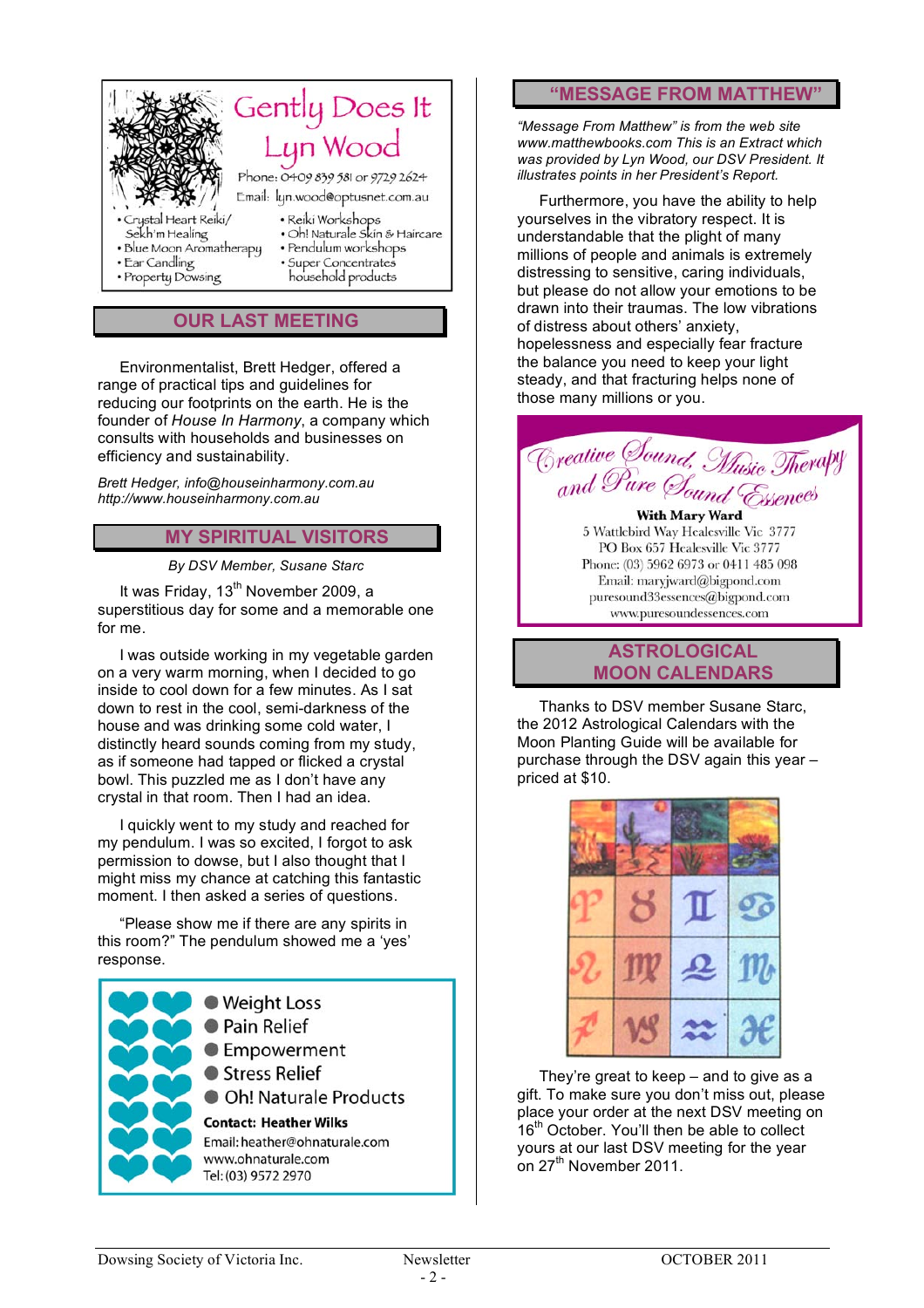**Gently Does It**
**Lyn Wood**

Phone: 0409 839 581 or 9729 2624
Email: lyn.wood@optusnet.com.au

- Crystal Heart Reiki/ Sekh'm Healing
- Blue Moon Aromatherapy
- Ear Candling
- Property Dowsing
- Reiki Workshops
- Oh! Naturale Skin & Haircare
- Pendulum workshops
- Super Concentrates household products

## OUR LAST MEETING

Environmentalist, Brett Hedger, offered a range of practical tips and guidelines for reducing our footprints on the earth. He is the founder of *House In Harmony*, a company which consults with households and businesses on efficiency and sustainability.

*Brett Hedger, info@houseinharmony.com.au http://www.houseinharmony.com.au*

## MY SPIRITUAL VISITORS

*By DSV Member, Susane Starc*

It was Friday, 13th November 2009, a superstitious day for some and a memorable one for me.

I was outside working in my vegetable garden on a very warm morning, when I decided to go inside to cool down for a few minutes. As I sat down to rest in the cool, semi-darkness of the house and was drinking some cold water, I distinctly heard sounds coming from my study, as if someone had tapped or flicked a crystal bowl. This puzzled me as I don't have any crystal in that room. Then I had an idea.

I quickly went to my study and reached for my pendulum. I was so excited, I forgot to ask permission to dowse, but I also thought that I might miss my chance at catching this fantastic moment. I then asked a series of questions.

"Please show me if there are any spirits in this room?" The pendulum showed me a 'yes' response.

- Weight Loss
- Pain Relief
- Empowerment
- Stress Relief
- Oh! Naturale Products

**Contact: Heather Wilks**
Email: heather@ohnaturale.com
www.ohnaturale.com
Tel: (03) 9572 2970

## "MESSAGE FROM MATTHEW"

*"Message From Matthew" is from the web site www.matthewbooks.com This is an Extract which was provided by Lyn Wood, our DSV President. It illustrates points in her President's Report.*

Furthermore, you have the ability to help yourselves in the vibratory respect. It is understandable that the plight of many millions of people and animals is extremely distressing to sensitive, caring individuals, but please do not allow your emotions to be drawn into their traumas. The low vibrations of distress about others' anxiety, hopelessness and especially fear fracture the balance you need to keep your light steady, and that fracturing helps none of those many millions or you.

**Creative Sound, Music Therapy and Pure Sound Essences**

**With Mary Ward**
5 Wattlebird Way Healesville Vic 3777
PO Box 657 Healesville Vic 3777
Phone: (03) 5962 6973 or 0411 485 098
Email: maryjward@bigpond.com
puresound33essences@bigpond.com
www.puresoundessences.com

## ASTROLOGICAL MOON CALENDARS

Thanks to DSV member Susane Starc, the 2012 Astrological Calendars with the Moon Planting Guide will be available for purchase through the DSV again this year – priced at $10.

They're great to keep – and to give as a gift. To make sure you don't miss out, please place your order at the next DSV meeting on 16th October. You'll then be able to collect yours at our last DSV meeting for the year on 27th November 2011.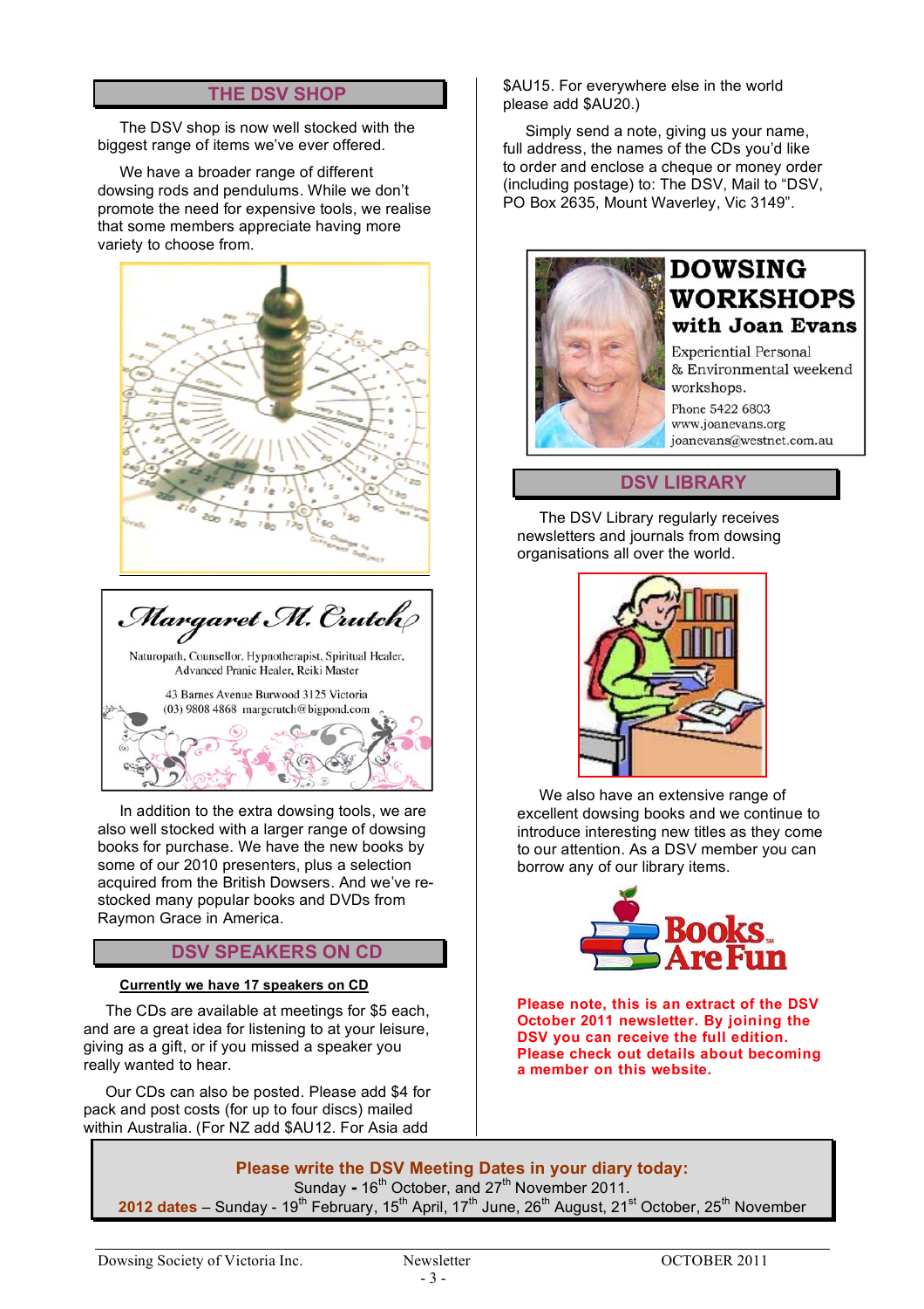## THE DSV SHOP

The DSV shop is now well stocked with the biggest range of items we've ever offered.

We have a broader range of different dowsing rods and pendulums. While we don't promote the need for expensive tools, we realise that some members appreciate having more variety to choose from.

**Margaret M. Crutch**

Naturopath, Counsellor, Hypnotherapist, Spiritual Healer, Advanced Pranic Healer, Reiki Master

43 Barnes Avenue Burwood 3125 Victoria
(03) 9808 4868 margcrutch@bigpond.com

In addition to the extra dowsing tools, we are also well stocked with a larger range of dowsing books for purchase. We have the new books by some of our 2010 presenters, plus a selection acquired from the British Dowsers. And we've re-stocked many popular books and DVDs from Raymon Grace in America.

## DSV SPEAKERS ON CD

**Currently we have 17 speakers on CD**

The CDs are available at meetings for $5 each, and are a great idea for listening to at your leisure, giving as a gift, or if you missed a speaker you really wanted to hear.

Our CDs can also be posted. Please add $4 for pack and post costs (for up to four discs) mailed within Australia. (For NZ add $AU12. For Asia add $AU15. For everywhere else in the world please add $AU20.)

Simply send a note, giving us your name, full address, the names of the CDs you'd like to order and enclose a cheque or money order (including postage) to: The DSV, Mail to "DSV, PO Box 2635, Mount Waverley, Vic 3149".

**DOWSING WORKSHOPS with Joan Evans**

Experiential Personal & Environmental weekend workshops.

Phone 5422 6803
www.joanevans.org
joanevans@westnet.com.au

## DSV LIBRARY

The DSV Library regularly receives newsletters and journals from dowsing organisations all over the world.

We also have an extensive range of excellent dowsing books and we continue to introduce interesting new titles as they come to our attention. As a DSV member you can borrow any of our library items.

Books Are Fun

**Please note, this is an extract of the DSV October 2011 newsletter. By joining the DSV you can receive the full edition. Please check out details about becoming a member on this website.**

**Please write the DSV Meeting Dates in your diary today:**

Sunday - 16th October, and 27th November 2011.

**2012 dates** – Sunday - 19th February, 15th April, 17th June, 26th August, 21st October, 25th November